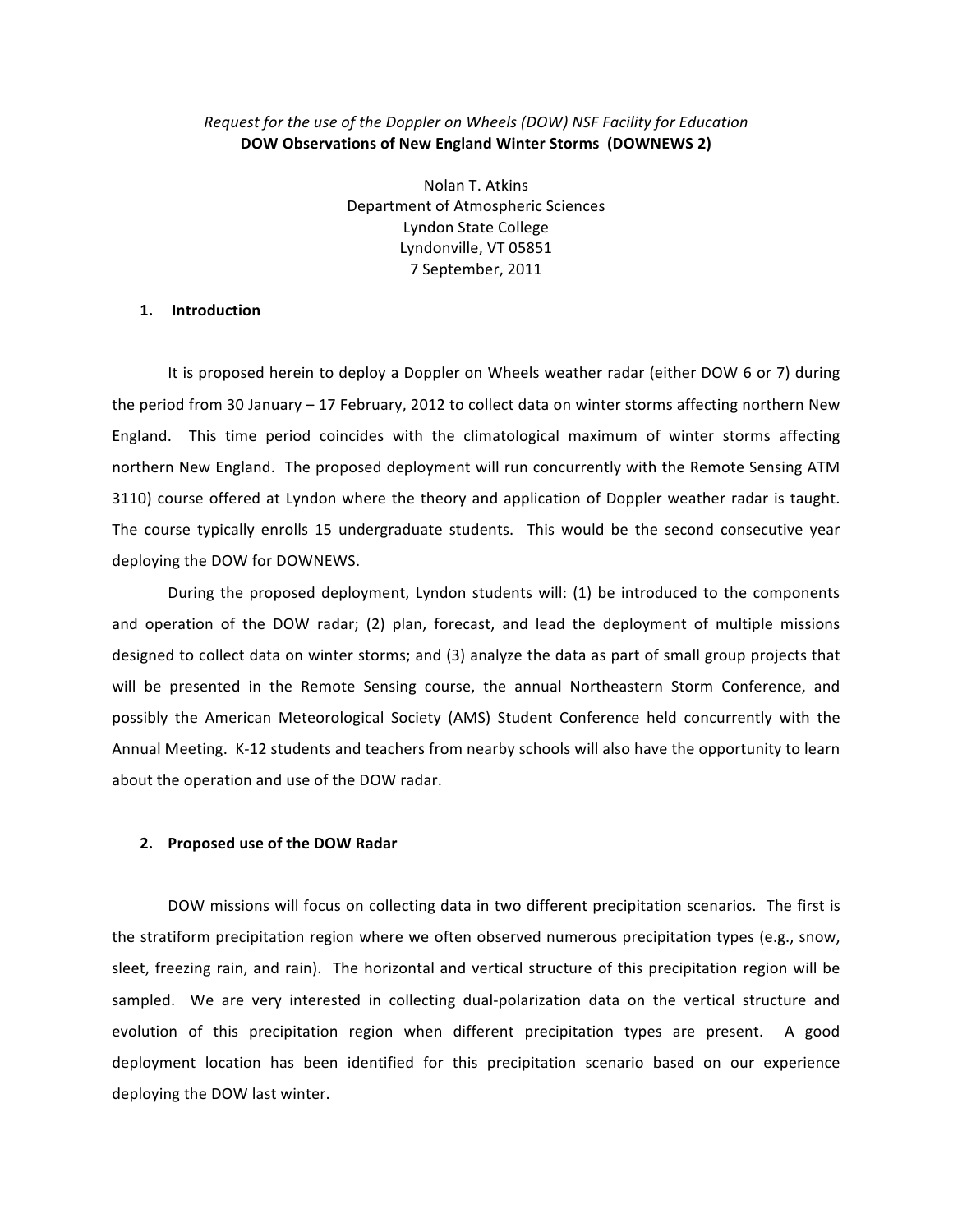*Request for the use of the Doppler on Wheels (DOW) NSF Facility for Education*

**DOW Observations of New England Winter Storms (DOWNEWS 2)**

Nolan T. Atkins
Department of Atmospheric Sciences
Lyndon State College
Lyndonville, VT 05851
7 September, 2011

## 1. Introduction

It is proposed herein to deploy a Doppler on Wheels weather radar (either DOW 6 or 7) during the period from 30 January – 17 February, 2012 to collect data on winter storms affecting northern New England. This time period coincides with the climatological maximum of winter storms affecting northern New England. The proposed deployment will run concurrently with the Remote Sensing ATM 3110) course offered at Lyndon where the theory and application of Doppler weather radar is taught. The course typically enrolls 15 undergraduate students. This would be the second consecutive year deploying the DOW for DOWNEWS.

During the proposed deployment, Lyndon students will: (1) be introduced to the components and operation of the DOW radar; (2) plan, forecast, and lead the deployment of multiple missions designed to collect data on winter storms; and (3) analyze the data as part of small group projects that will be presented in the Remote Sensing course, the annual Northeastern Storm Conference, and possibly the American Meteorological Society (AMS) Student Conference held concurrently with the Annual Meeting. K-12 students and teachers from nearby schools will also have the opportunity to learn about the operation and use of the DOW radar.

## 2. Proposed use of the DOW Radar

DOW missions will focus on collecting data in two different precipitation scenarios. The first is the stratiform precipitation region where we often observed numerous precipitation types (e.g., snow, sleet, freezing rain, and rain). The horizontal and vertical structure of this precipitation region will be sampled. We are very interested in collecting dual-polarization data on the vertical structure and evolution of this precipitation region when different precipitation types are present. A good deployment location has been identified for this precipitation scenario based on our experience deploying the DOW last winter.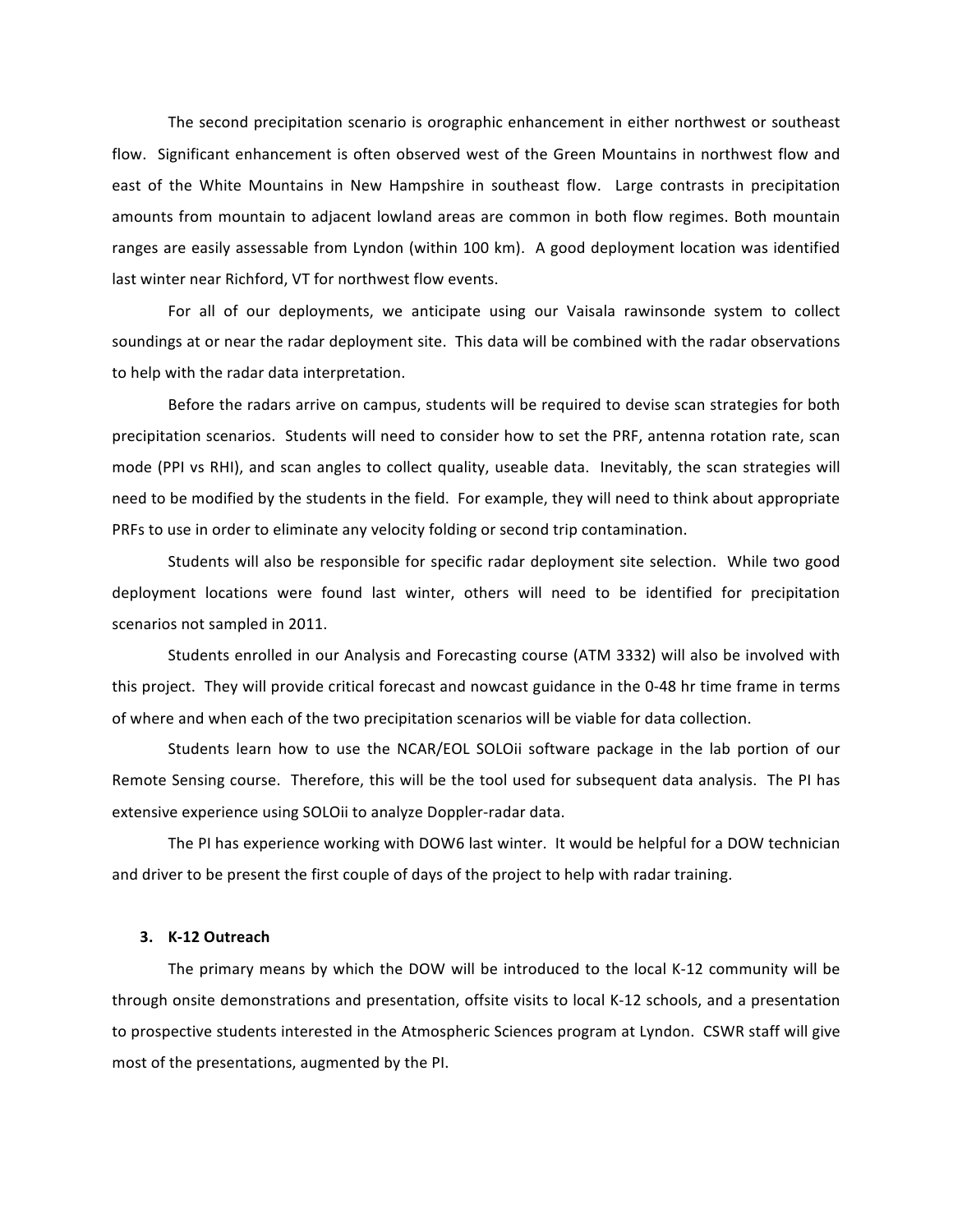The second precipitation scenario is orographic enhancement in either northwest or southeast flow. Significant enhancement is often observed west of the Green Mountains in northwest flow and east of the White Mountains in New Hampshire in southeast flow. Large contrasts in precipitation amounts from mountain to adjacent lowland areas are common in both flow regimes. Both mountain ranges are easily assessable from Lyndon (within 100 km). A good deployment location was identified last winter near Richford, VT for northwest flow events.

For all of our deployments, we anticipate using our Vaisala rawinsonde system to collect soundings at or near the radar deployment site. This data will be combined with the radar observations to help with the radar data interpretation.

Before the radars arrive on campus, students will be required to devise scan strategies for both precipitation scenarios. Students will need to consider how to set the PRF, antenna rotation rate, scan mode (PPI vs RHI), and scan angles to collect quality, useable data. Inevitably, the scan strategies will need to be modified by the students in the field. For example, they will need to think about appropriate PRFs to use in order to eliminate any velocity folding or second trip contamination.

Students will also be responsible for specific radar deployment site selection. While two good deployment locations were found last winter, others will need to be identified for precipitation scenarios not sampled in 2011.

Students enrolled in our Analysis and Forecasting course (ATM 3332) will also be involved with this project. They will provide critical forecast and nowcast guidance in the 0-48 hr time frame in terms of where and when each of the two precipitation scenarios will be viable for data collection.

Students learn how to use the NCAR/EOL SOLOii software package in the lab portion of our Remote Sensing course. Therefore, this will be the tool used for subsequent data analysis. The PI has extensive experience using SOLOii to analyze Doppler-radar data.

The PI has experience working with DOW6 last winter. It would be helpful for a DOW technician and driver to be present the first couple of days of the project to help with radar training.

### 3. K-12 Outreach

The primary means by which the DOW will be introduced to the local K-12 community will be through onsite demonstrations and presentation, offsite visits to local K-12 schools, and a presentation to prospective students interested in the Atmospheric Sciences program at Lyndon. CSWR staff will give most of the presentations, augmented by the PI.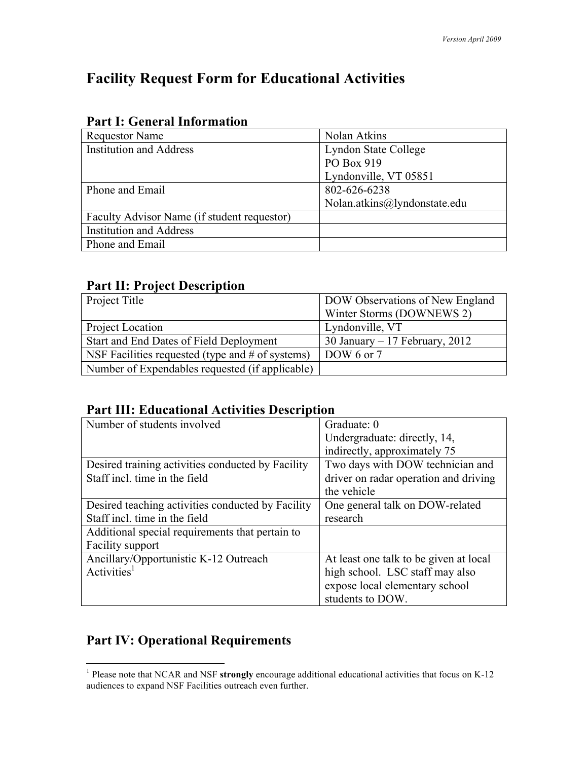# Facility Request Form for Educational Activities

## Part I: General Information

| | |
|---|---|
| Requestor Name | Nolan Atkins |
| Institution and Address | Lyndon State College<br>PO Box 919<br>Lyndonville, VT 05851 |
| Phone and Email | 802-626-6238<br>Nolan.atkins@lyndonstate.edu |
| Faculty Advisor Name (if student requestor) | |
| Institution and Address | |
| Phone and Email | |

## Part II: Project Description

| | |
|---|---|
| Project Title | DOW Observations of New England Winter Storms (DOWNEWS 2) |
| Project Location | Lyndonville, VT |
| Start and End Dates of Field Deployment | 30 January – 17 February, 2012 |
| NSF Facilities requested (type and # of systems) | DOW 6 or 7 |
| Number of Expendables requested (if applicable) | |

## Part III: Educational Activities Description

| | |
|---|---|
| Number of students involved | Graduate: 0<br>Undergraduate: directly, 14, indirectly, approximately 75 |
| Desired training activities conducted by Facility Staff incl. time in the field | Two days with DOW technician and driver on radar operation and driving the vehicle |
| Desired teaching activities conducted by Facility Staff incl. time in the field | One general talk on DOW-related research |
| Additional special requirements that pertain to Facility support | |
| Ancillary/Opportunistic K-12 Outreach Activities[1] | At least one talk to be given at local high school. LSC staff may also expose local elementary school students to DOW. |

## Part IV: Operational Requirements

[1] Please note that NCAR and NSF **strongly** encourage additional educational activities that focus on K-12 audiences to expand NSF Facilities outreach even further.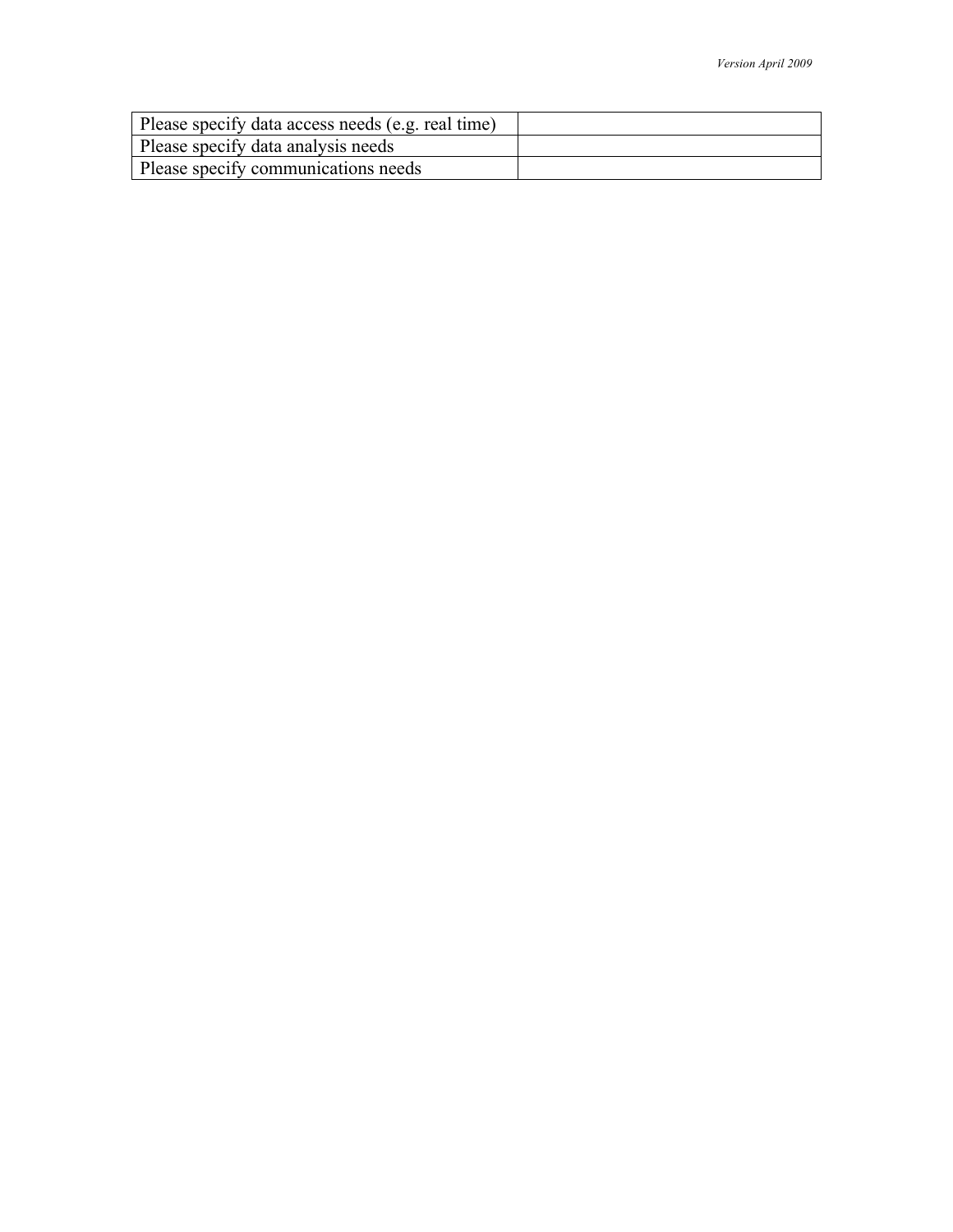| | |
|---|---|
| Please specify data access needs (e.g. real time) | |
| Please specify data analysis needs | |
| Please specify communications needs | |